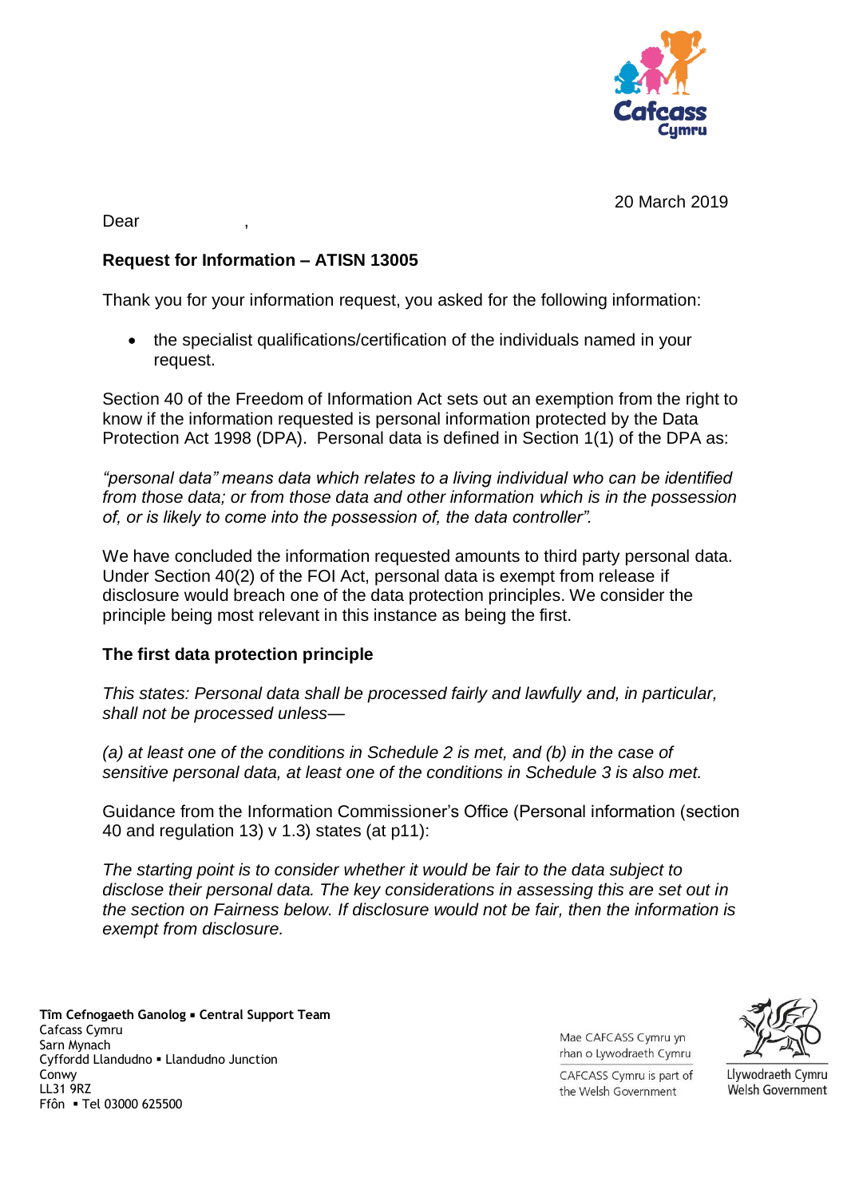20 March 2019

Dear ,

**Request for Information – ATISN 13005**

Thank you for your information request, you asked for the following information:

- the specialist qualifications/certification of the individuals named in your request.

Section 40 of the Freedom of Information Act sets out an exemption from the right to know if the information requested is personal information protected by the Data Protection Act 1998 (DPA). Personal data is defined in Section 1(1) of the DPA as:

*"personal data" means data which relates to a living individual who can be identified from those data; or from those data and other information which is in the possession of, or is likely to come into the possession of, the data controller".*

We have concluded the information requested amounts to third party personal data. Under Section 40(2) of the FOI Act, personal data is exempt from release if disclosure would breach one of the data protection principles. We consider the principle being most relevant in this instance as being the first.

**The first data protection principle**

*This states: Personal data shall be processed fairly and lawfully and, in particular, shall not be processed unless—*

*(a) at least one of the conditions in Schedule 2 is met, and (b) in the case of sensitive personal data, at least one of the conditions in Schedule 3 is also met.*

Guidance from the Information Commissioner's Office (Personal information (section 40 and regulation 13) v 1.3) states (at p11):

*The starting point is to consider whether it would be fair to the data subject to disclose their personal data. The key considerations in assessing this are set out in the section on Fairness below. If disclosure would not be fair, then the information is exempt from disclosure.*

**Tîm Cefnogaeth Ganolog ▪ Central Support Team**
Cafcass Cymru
Sarn Mynach
Cyffordd Llandudno ▪ Llandudno Junction
Conwy
LL31 9RZ
Ffôn ▪ Tel 03000 625500

Mae CAFCASS Cymru yn rhan o Lywodraeth Cymru

CAFCASS Cymru is part of the Welsh Government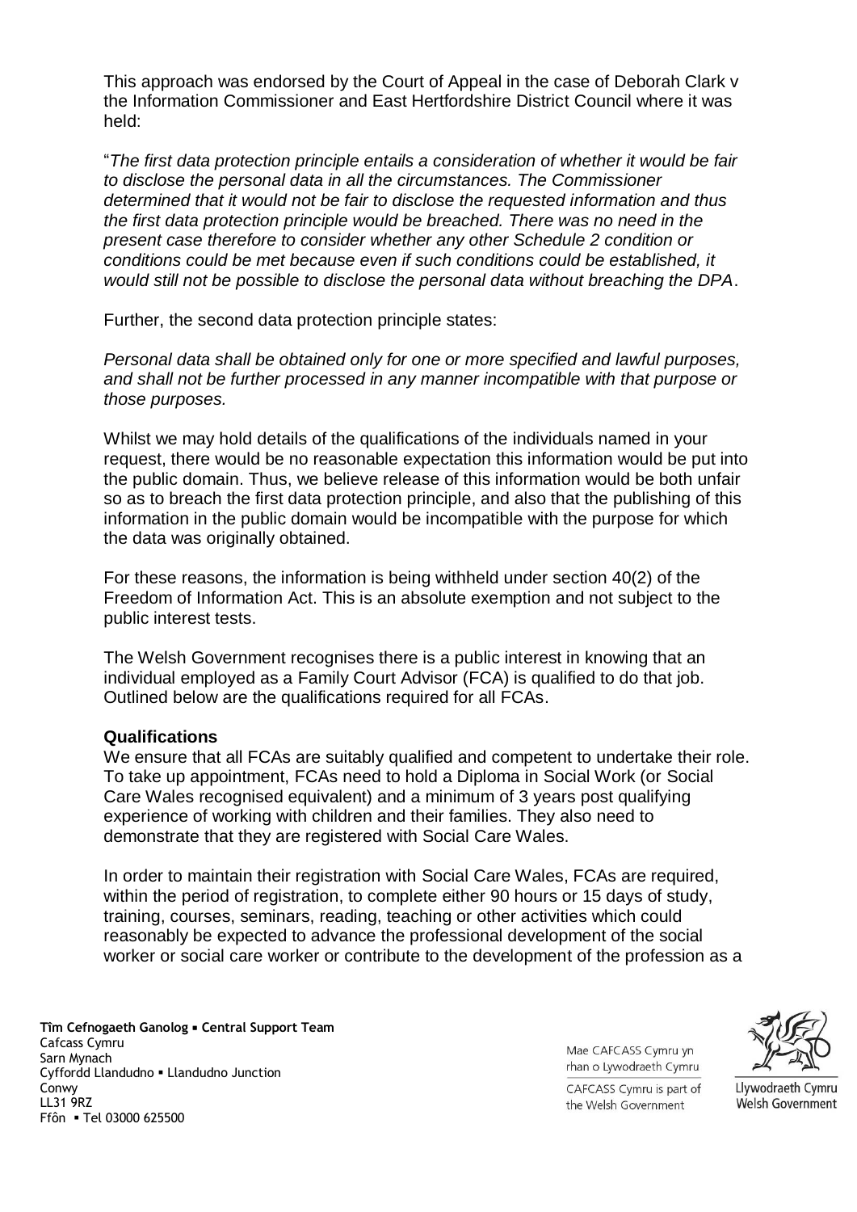This approach was endorsed by the Court of Appeal in the case of Deborah Clark v the Information Commissioner and East Hertfordshire District Council where it was held:

"*The first data protection principle entails a consideration of whether it would be fair to disclose the personal data in all the circumstances. The Commissioner determined that it would not be fair to disclose the requested information and thus the first data protection principle would be breached. There was no need in the present case therefore to consider whether any other Schedule 2 condition or conditions could be met because even if such conditions could be established, it would still not be possible to disclose the personal data without breaching the DPA*.

Further, the second data protection principle states:

*Personal data shall be obtained only for one or more specified and lawful purposes, and shall not be further processed in any manner incompatible with that purpose or those purposes.*

Whilst we may hold details of the qualifications of the individuals named in your request, there would be no reasonable expectation this information would be put into the public domain. Thus, we believe release of this information would be both unfair so as to breach the first data protection principle, and also that the publishing of this information in the public domain would be incompatible with the purpose for which the data was originally obtained.

For these reasons, the information is being withheld under section 40(2) of the Freedom of Information Act. This is an absolute exemption and not subject to the public interest tests.

The Welsh Government recognises there is a public interest in knowing that an individual employed as a Family Court Advisor (FCA) is qualified to do that job. Outlined below are the qualifications required for all FCAs.

**Qualifications**

We ensure that all FCAs are suitably qualified and competent to undertake their role. To take up appointment, FCAs need to hold a Diploma in Social Work (or Social Care Wales recognised equivalent) and a minimum of 3 years post qualifying experience of working with children and their families. They also need to demonstrate that they are registered with Social Care Wales.

In order to maintain their registration with Social Care Wales, FCAs are required, within the period of registration, to complete either 90 hours or 15 days of study, training, courses, seminars, reading, teaching or other activities which could reasonably be expected to advance the professional development of the social worker or social care worker or contribute to the development of the profession as a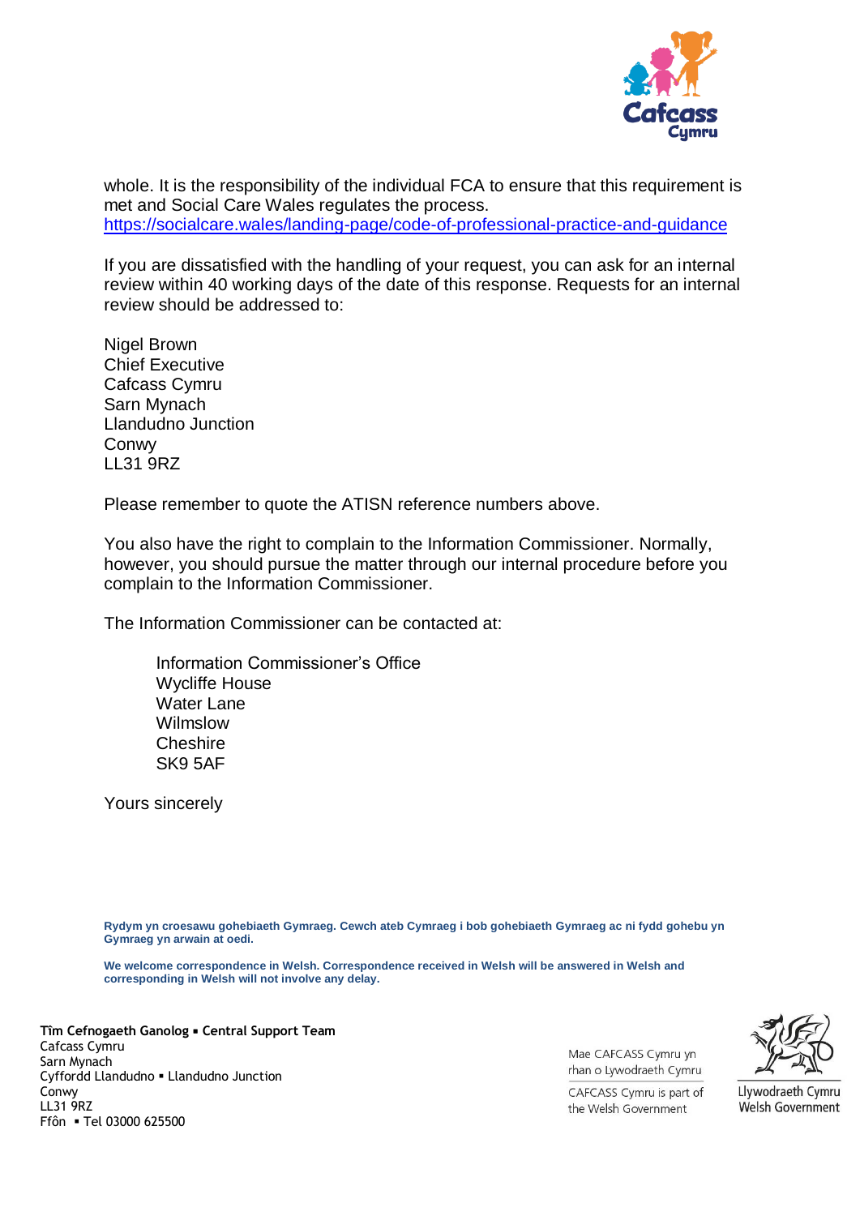whole. It is the responsibility of the individual FCA to ensure that this requirement is met and Social Care Wales regulates the process.
https://socialcare.wales/landing-page/code-of-professional-practice-and-guidance

If you are dissatisfied with the handling of your request, you can ask for an internal review within 40 working days of the date of this response. Requests for an internal review should be addressed to:

Nigel Brown
Chief Executive
Cafcass Cymru
Sarn Mynach
Llandudno Junction
Conwy
LL31 9RZ

Please remember to quote the ATISN reference numbers above.

You also have the right to complain to the Information Commissioner. Normally, however, you should pursue the matter through our internal procedure before you complain to the Information Commissioner.

The Information Commissioner can be contacted at:

Information Commissioner's Office
Wycliffe House
Water Lane
Wilmslow
Cheshire
SK9 5AF

Yours sincerely

**Rydym yn croesawu gohebiaeth Gymraeg. Cewch ateb Cymraeg i bob gohebiaeth Gymraeg ac ni fydd gohebu yn Gymraeg yn arwain at oedi.**

**We welcome correspondence in Welsh. Correspondence received in Welsh will be answered in Welsh and corresponding in Welsh will not involve any delay.**

**Tîm Cefnogaeth Ganolog ▪ Central Support Team**
Cafcass Cymru
Sarn Mynach
Cyffordd Llandudno ▪ Llandudno Junction
Conwy
LL31 9RZ
Ffôn ▪ Tel 03000 625500

Mae CAFCASS Cymru yn rhan o Lywodraeth Cymru

CAFCASS Cymru is part of the Welsh Government

Llywodraeth Cymru
Welsh Government